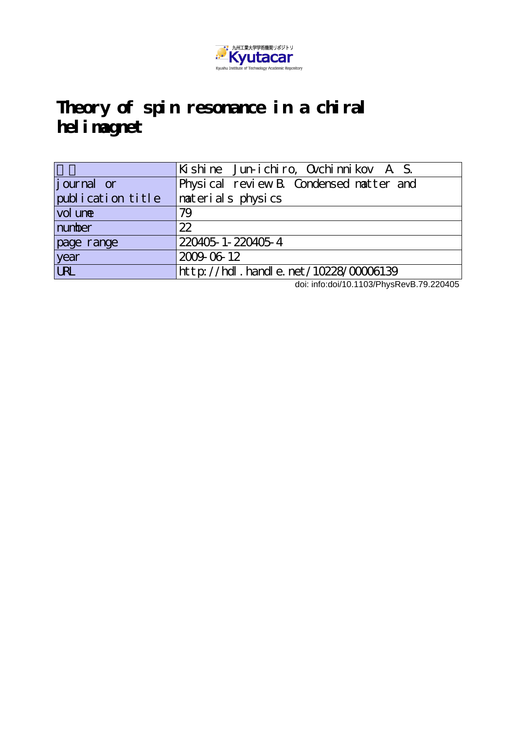# Theory of spin resonance in a chiral helimagnet

| 著者 | Kishine Jun-ichiro, Ovchinnikov A. S. |
|---|---|
| journal or publication title | Physical review B. Condensed matter and materials physics |
| volume | 79 |
| number | 22 |
| page range | 220405-1-220405-4 |
| year | 2009-06-12 |
| URL | http://hdl.handle.net/10228/00006139 |

doi: info:doi/10.1103/PhysRevB.79.220405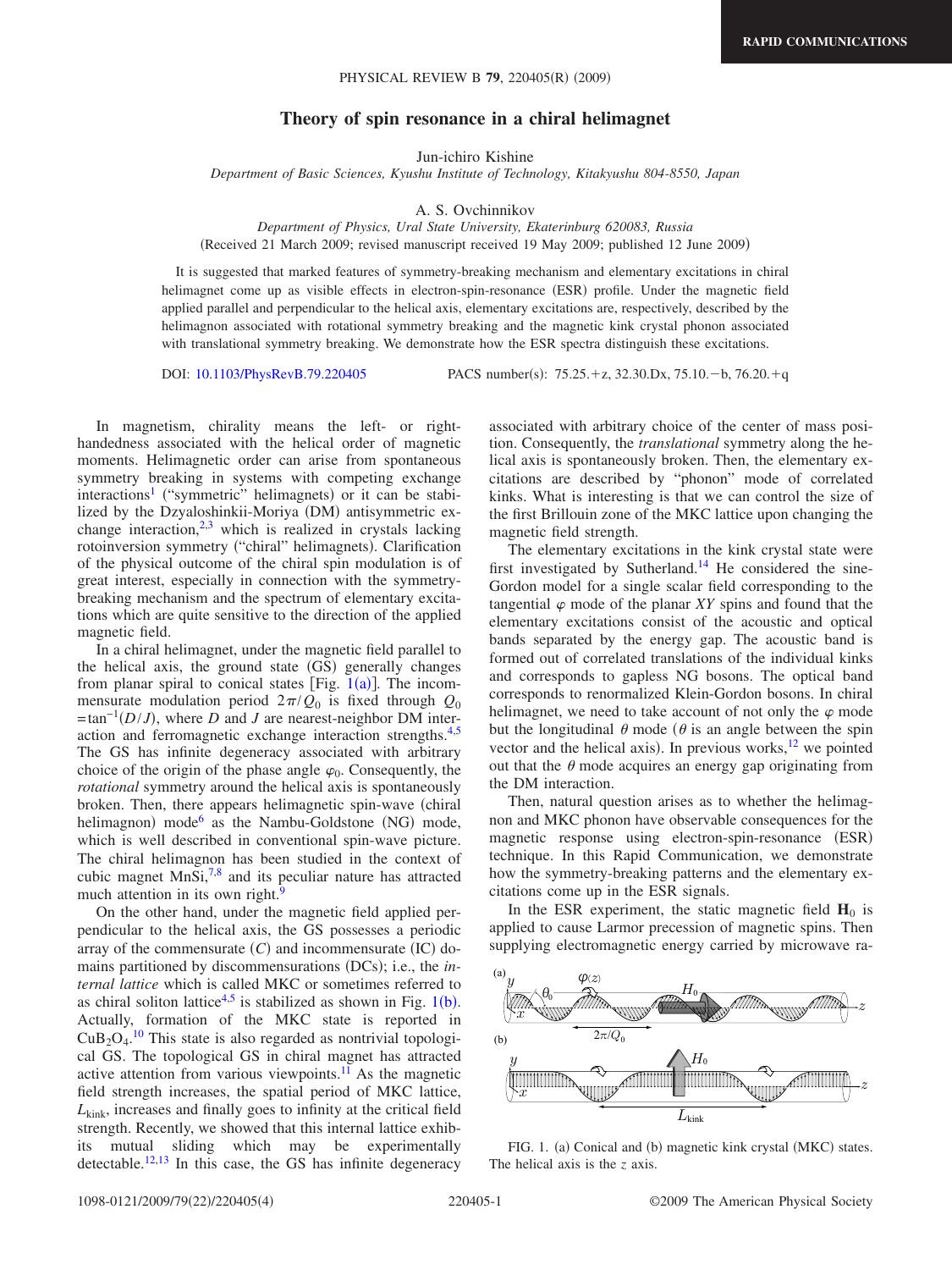RAPID COMMUNICATIONS

# Theory of spin resonance in a chiral helimagnet

Jun-ichiro Kishine

*Department of Basic Sciences, Kyushu Institute of Technology, Kitakyushu 804-8550, Japan*

A. S. Ovchinnikov

*Department of Physics, Ural State University, Ekaterinburg 620083, Russia*

(Received 21 March 2009; revised manuscript received 19 May 2009; published 12 June 2009)

It is suggested that marked features of symmetry-breaking mechanism and elementary excitations in chiral helimagnet come up as visible effects in electron-spin-resonance (ESR) profile. Under the magnetic field applied parallel and perpendicular to the helical axis, elementary excitations are, respectively, described by the helimagnon associated with rotational symmetry breaking and the magnetic kink crystal phonon associated with translational symmetry breaking. We demonstrate how the ESR spectra distinguish these excitations.

DOI: 10.1103/PhysRevB.79.220405 PACS number(s): 75.25.+z, 32.30.Dx, 75.10.−b, 76.20.+q

In magnetism, chirality means the left- or right-handedness associated with the helical order of magnetic moments. Helimagnetic order can arise from spontaneous symmetry breaking in systems with competing exchange interactions[1] ("symmetric" helimagnets) or it can be stabilized by the Dzyaloshinkii-Moriya (DM) antisymmetric exchange interaction,[2,3] which is realized in crystals lacking rotoinversion symmetry ("chiral" helimagnets). Clarification of the physical outcome of the chiral spin modulation is of great interest, especially in connection with the symmetry-breaking mechanism and the spectrum of elementary excitations which are quite sensitive to the direction of the applied magnetic field.

In a chiral helimagnet, under the magnetic field parallel to the helical axis, the ground state (GS) generally changes from planar spiral to conical states [Fig. 1(a)]. The incommensurate modulation period $2\pi/Q_0$ is fixed through $Q_0=\tan^{-1}(D/J)$, where $D$ and $J$ are nearest-neighbor DM interaction and ferromagnetic exchange interaction strengths.[4,5] The GS has infinite degeneracy associated with arbitrary choice of the origin of the phase angle $\varphi_0$. Consequently, the *rotational* symmetry around the helical axis is spontaneously broken. Then, there appears helimagnetic spin-wave (chiral helimagnon) mode[6] as the Nambu-Goldstone (NG) mode, which is well described in conventional spin-wave picture. The chiral helimagnon has been studied in the context of cubic magnet MnSi,[7,8] and its peculiar nature has attracted much attention in its own right.[9]

On the other hand, under the magnetic field applied perpendicular to the helical axis, the GS possesses a periodic array of the commensurate ($C$) and incommensurate (IC) domains partitioned by discommensurations (DCs); i.e., the *internal lattice* which is called MKC or sometimes referred to as chiral soliton lattice[4,5] is stabilized as shown in Fig. 1(b). Actually, formation of the MKC state is reported in $CuB_2O_4$.[10] This state is also regarded as nontrivial topological GS. The topological GS in chiral magnet has attracted active attention from various viewpoints.[11] As the magnetic field strength increases, the spatial period of MKC lattice, $L_{kink}$, increases and finally goes to infinity at the critical field strength. Recently, we showed that this internal lattice exhibits mutual sliding which may be experimentally detectable.[12,13] In this case, the GS has infinite degeneracy associated with arbitrary choice of the center of mass position. Consequently, the *translational* symmetry along the helical axis is spontaneously broken. Then, the elementary excitations are described by "phonon" mode of correlated kinks. What is interesting is that we can control the size of the first Brillouin zone of the MKC lattice upon changing the magnetic field strength.

The elementary excitations in the kink crystal state were first investigated by Sutherland.[14] He considered the sine-Gordon model for a single scalar field corresponding to the tangential $\varphi$ mode of the planar $XY$ spins and found that the elementary excitations consist of the acoustic and optical bands separated by the energy gap. The acoustic band is formed out of correlated translations of the individual kinks and corresponds to gapless NG bosons. The optical band corresponds to renormalized Klein-Gordon bosons. In chiral helimagnet, we need to take account of not only the $\varphi$ mode but the longitudinal $\theta$ mode ($\theta$ is an angle between the spin vector and the helical axis). In previous works,[12] we pointed out that the $\theta$ mode acquires an energy gap originating from the DM interaction.

Then, natural question arises as to whether the helimagnon and MKC phonon have observable consequences for the magnetic response using electron-spin-resonance (ESR) technique. In this Rapid Communication, we demonstrate how the symmetry-breaking patterns and the elementary excitations come up in the ESR signals.

In the ESR experiment, the static magnetic field $\mathbf{H}_0$ is applied to cause Larmor precession of magnetic spins. Then supplying electromagnetic energy carried by microwave ra-

FIG. 1. (a) Conical and (b) magnetic kink crystal (MKC) states. The helical axis is the $z$ axis.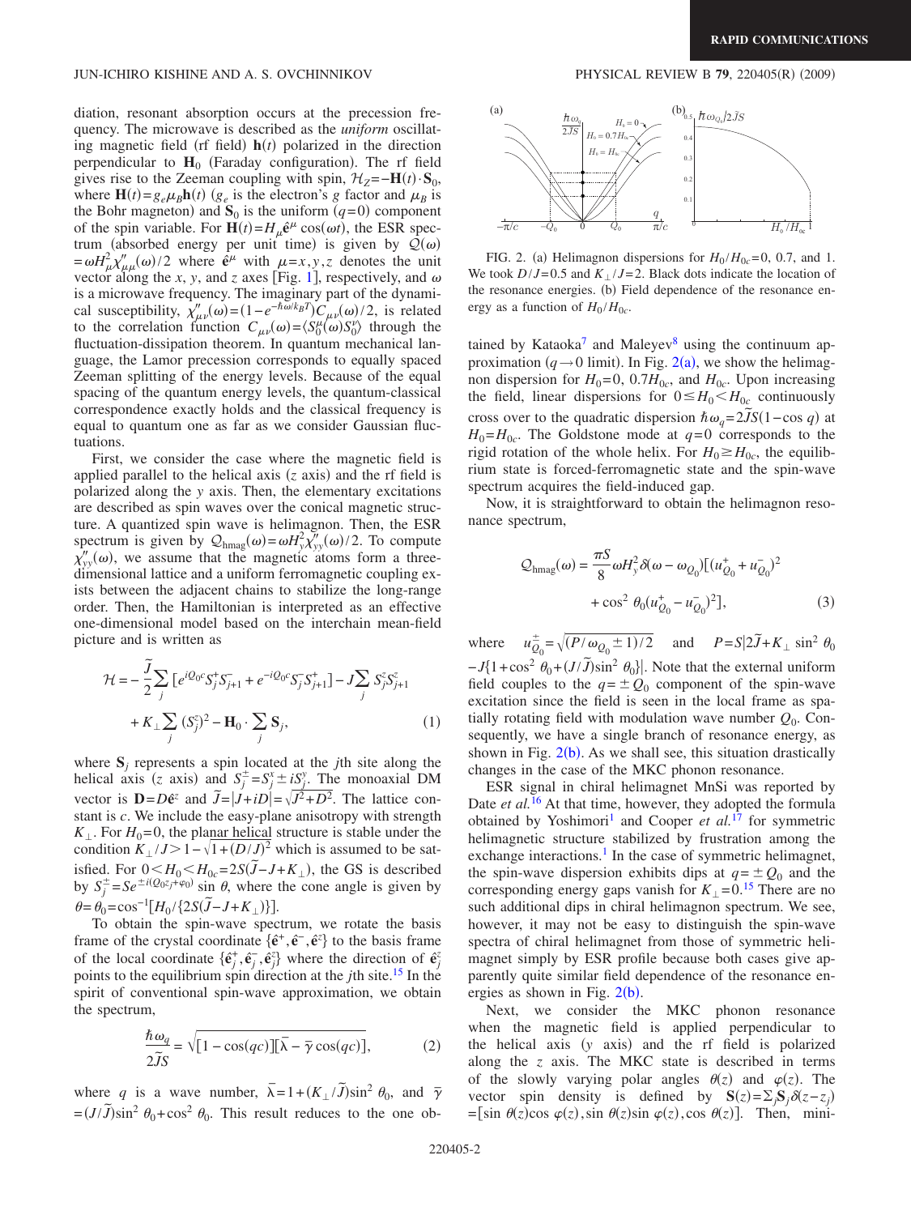diation, resonant absorption occurs at the precession frequency. The microwave is described as the *uniform* oscillating magnetic field (rf field) $\mathbf{h}(t)$ polarized in the direction perpendicular to $\mathbf{H}_0$ (Faraday configuration). The rf field gives rise to the Zeeman coupling with spin, $\mathcal{H}_Z = -\mathbf{H}(t)\cdot\mathbf{S}_0$, where $\mathbf{H}(t) = g_e\mu_B\mathbf{h}(t)$ ($g_e$ is the electron's $g$ factor and $\mu_B$ is the Bohr magneton) and $\mathbf{S}_0$ is the uniform ($q=0$) component of the spin variable. For $\mathbf{H}(t) = H_\mu \hat{\mathbf{e}}^\mu \cos(\omega t)$, the ESR spectrum (absorbed energy per unit time) is given by $\mathcal{Q}(\omega) = \omega H_\mu^2 \chi''_{\mu\mu}(\omega)/2$ where $\hat{\mathbf{e}}^\mu$ with $\mu = x,y,z$ denotes the unit vector along the $x$, $y$, and $z$ axes [Fig. 1], respectively, and $\omega$ is a microwave frequency. The imaginary part of the dynamical susceptibility, $\chi''_{\mu\nu}(\omega) = (1-e^{-\hbar\omega/k_BT})C_{\mu\nu}(\omega)/2$, is related to the correlation function $C_{\mu\nu}(\omega) = \langle S_0^\mu(\omega) S_0^\nu \rangle$ through the fluctuation-dissipation theorem. In quantum mechanical language, the Lamor precession corresponds to equally spaced Zeeman splitting of the energy levels. Because of the equal spacing of the quantum energy levels, the quantum-classical correspondence exactly holds and the classical frequency is equal to quantum one as far as we consider Gaussian fluctuations.

First, we consider the case where the magnetic field is applied parallel to the helical axis ($z$ axis) and the rf field is polarized along the $y$ axis. Then, the elementary excitations are described as spin waves over the conical magnetic structure. A quantized spin wave is helimagnon. Then, the ESR spectrum is given by $\mathcal{Q}_{\text{hmag}}(\omega) = \omega H_y^2 \chi''_{yy}(\omega)/2$. To compute $\chi''_{yy}(\omega)$, we assume that the magnetic atoms form a three-dimensional lattice and a uniform ferromagnetic coupling exists between the adjacent chains to stabilize the long-range order. Then, the Hamiltonian is interpreted as an effective one-dimensional model based on the interchain mean-field picture and is written as

$$\mathcal{H} = -\frac{\tilde{J}}{2}\sum_j \left[e^{iQ_0c}S_j^+S_{j+1}^- + e^{-iQ_0c}S_j^-S_{j+1}^+\right] - J\sum_j S_j^zS_{j+1}^z + K_\perp \sum_j (S_j^z)^2 - \mathbf{H}_0\cdot\sum_j \mathbf{S}_j, \tag{1}$$

where $\mathbf{S}_j$ represents a spin located at the $j$th site along the helical axis ($z$ axis) and $S_j^\pm = S_j^x \pm iS_j^y$. The monoaxial DM vector is $\mathbf{D} = D\hat{\mathbf{e}}^z$ and $\tilde{J} = |J+iD| = \sqrt{J^2+D^2}$. The lattice constant is $c$. We include the easy-plane anisotropy with strength $K_\perp$. For $H_0 = 0$, the planar helical structure is stable under the condition $K_\perp/J > 1-\sqrt{1+(D/J)^2}$ which is assumed to be satisfied. For $0 < H_0 < H_{0c} = 2S(\tilde{J}-J+K_\perp)$, the GS is described by $S_j^\pm = Se^{\pm i(Q_0 z_j + \varphi_0)}\sin\theta$, where the cone angle is given by $\theta = \theta_0 = \cos^{-1}[H_0/\{2S(\tilde{J}-J+K_\perp)\}]$.

To obtain the spin-wave spectrum, we rotate the basis frame of the crystal coordinate $\{\hat{\mathbf{e}}^+, \hat{\mathbf{e}}^-, \hat{\mathbf{e}}^z\}$ to the basis frame of the local coordinate $\{\hat{\mathbf{e}}_j^+, \hat{\mathbf{e}}_j^-, \hat{\mathbf{e}}_j^z\}$ where the direction of $\hat{\mathbf{e}}_j^z$ points to the equilibrium spin direction at the $j$th site.[15] In the spirit of conventional spin-wave approximation, we obtain the spectrum,

$$\frac{\hbar\omega_q}{2\tilde{J}S} = \sqrt{[1-\cos(qc)][\bar{\lambda} - \bar{\gamma}\cos(qc)]}, \tag{2}$$

where $q$ is a wave number, $\bar{\lambda} = 1 + (K_\perp/\tilde{J})\sin^2\theta_0$, and $\bar{\gamma} = (J/\tilde{J})\sin^2\theta_0 + \cos^2\theta_0$. This result reduces to the one obtained by Kataoka[7] and Maleyev[8] using the continuum approximation ($q\to 0$ limit). In Fig. 2(a), we show the helimagnon dispersion for $H_0 = 0$, $0.7H_{0c}$, and $H_{0c}$. Upon increasing the field, linear dispersions for $0 \le H_0 < H_{0c}$ continuously cross over to the quadratic dispersion $\hbar\omega_q = 2\tilde{J}S(1-\cos q)$ at $H_0 = H_{0c}$. The Goldstone mode at $q=0$ corresponds to the rigid rotation of the whole helix. For $H_0 \ge H_{0c}$, the equilibrium state is forced-ferromagnetic state and the spin-wave spectrum acquires the field-induced gap.

FIG. 2. (a) Helimagnon dispersions for $H_0/H_{0c} = 0$, 0.7, and 1. We took $D/J = 0.5$ and $K_\perp/J = 2$. Black dots indicate the location of the resonance energies. (b) Field dependence of the resonance energy as a function of $H_0/H_{0c}$.

Now, it is straightforward to obtain the helimagnon resonance spectrum,

$$\mathcal{Q}_{\text{hmag}}(\omega) = \frac{\pi S}{8}\omega H_y^2 \delta(\omega-\omega_{Q_0})\left[(u_{Q_0}^+ + u_{Q_0}^-)^2 + \cos^2\theta_0 (u_{Q_0}^+ - u_{Q_0}^-)^2\right], \tag{3}$$

where $u_{Q_0}^\pm = \sqrt{(P/\omega_{Q_0} \pm 1)/2}$ and $P = S|2\tilde{J} + K_\perp \sin^2\theta_0 - J\{1+\cos^2\theta_0 + (J/\tilde{J})\sin^2\theta_0\}|$. Note that the external uniform field couples to the $q = \pm Q_0$ component of the spin-wave excitation since the field is seen in the local frame as spatially rotating field with modulation wave number $Q_0$. Consequently, we have a single branch of resonance energy, as shown in Fig. 2(b). As we shall see, this situation drastically changes in the case of the MKC phonon resonance.

ESR signal in chiral helimagnet MnSi was reported by Date *et al.*[16] At that time, however, they adopted the formula obtained by Yoshimori[1] and Cooper *et al.*[17] for symmetric helimagnetic structure stabilized by frustration among the exchange interactions.[1] In the case of symmetric helimagnet, the spin-wave dispersion exhibits dips at $q = \pm Q_0$ and the corresponding energy gaps vanish for $K_\perp = 0$.[15] There are no such additional dips in chiral helimagnon spectrum. We see, however, it may not be easy to distinguish the spin-wave spectra of chiral helimagnet from those of symmetric helimagnet simply by ESR profile because both cases give apparently quite similar field dependence of the resonance energies as shown in Fig. 2(b).

Next, we consider the MKC phonon resonance when the magnetic field is applied perpendicular to the helical axis ($y$ axis) and the rf field is polarized along the $z$ axis. The MKC state is described in terms of the slowly varying polar angles $\theta(z)$ and $\varphi(z)$. The vector spin density is defined by $\mathbf{S}(z) = \Sigma_j \mathbf{S}_j \delta(z-z_j) = [\sin\theta(z)\cos\varphi(z), \sin\theta(z)\sin\varphi(z), \cos\theta(z)]$. Then, mini-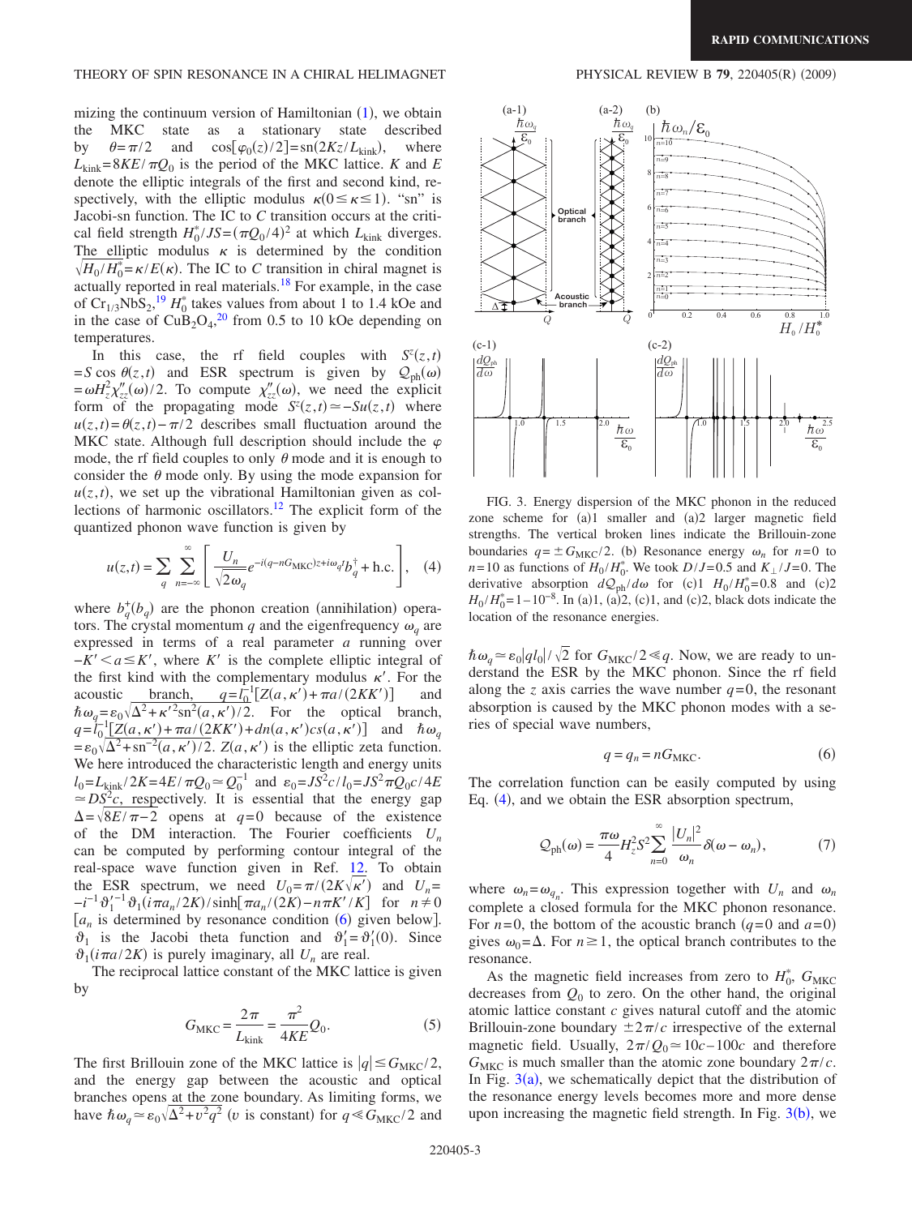mizing the continuum version of Hamiltonian (1), we obtain the MKC state as a stationary state described by $\theta=\pi/2$ and $\cos[\varphi_0(z)/2]=\mathrm{sn}(2Kz/L_{\mathrm{kink}})$, where $L_{\mathrm{kink}}=8KE/\pi Q_0$ is the period of the MKC lattice. $K$ and $E$ denote the elliptic integrals of the first and second kind, respectively, with the elliptic modulus $\kappa(0\le\kappa\le 1)$. "sn" is Jacobi-sn function. The IC to C transition occurs at the critical field strength $H_0^*/JS=(\pi Q_0/4)^2$ at which $L_{\mathrm{kink}}$ diverges. The elliptic modulus $\kappa$ is determined by the condition $\sqrt{H_0/H_0^*}=\kappa/E(\kappa)$. The IC to C transition in chiral magnet is actually reported in real materials.[18] For example, in the case of $Cr_{1/3}NbS_2$,[19] $H_0^*$ takes values from about 1 to 1.4 kOe and in the case of $CuB_2O_4$,[20] from 0.5 to 10 kOe depending on temperatures.

In this case, the rf field couples with $S^z(z,t) = S\cos\theta(z,t)$ and ESR spectrum is given by $\mathcal{Q}_{\mathrm{ph}}(\omega) = \omega H_z^2\chi''_{zz}(\omega)/2$. To compute $\chi''_{zz}(\omega)$, we need the explicit form of the propagating mode $S^z(z,t)\simeq -Su(z,t)$ where $u(z,t)=\theta(z,t)-\pi/2$ describes small fluctuation around the MKC state. Although full description should include the $\varphi$ mode, the rf field couples to only $\theta$ mode and it is enough to consider the $\theta$ mode only. By using the mode expansion for $u(z,t)$, we set up the vibrational Hamiltonian given as collections of harmonic oscillators.[12] The explicit form of the quantized phonon wave function is given by

$$u(z,t)=\sum_q\sum_{n=-\infty}^{\infty}\left[\frac{U_n}{\sqrt{2\omega_q}}e^{-i(q-nG_{\mathrm{MKC}})z+i\omega_q t}b_q^\dagger+\text{h.c.}\right],\quad (4)$$

where $b_q^\dagger(b_q)$ are the phonon creation (annihilation) operators. The crystal momentum $q$ and the eigenfrequency $\omega_q$ are expressed in terms of a real parameter $a$ running over $-K'<a\le K'$, where $K'$ is the complete elliptic integral of the first kind with the complementary modulus $\kappa'$. For the acoustic branch, $q=l_0^{-1}[Z(a,\kappa')+\pi a/(2KK')]$ and $\hbar\omega_q=\varepsilon_0\sqrt{\Delta^2+\kappa'^2\mathrm{sn}^2(a,\kappa')}/2$. For the optical branch, $q=l_0^{-1}[Z(a,\kappa')+\pi a/(2KK')+dn(a,\kappa')cs(a,\kappa')]$ and $\hbar\omega_q=\varepsilon_0\sqrt{\Delta^2+\mathrm{sn}^{-2}(a,\kappa')}/2$. $Z(a,\kappa')$ is the elliptic zeta function. We here introduced the characteristic length and energy units $l_0=L_{\mathrm{kink}}/2K=4E/\pi Q_0\simeq Q_0^{-1}$ and $\varepsilon_0=JS^2c/l_0=JS^2\pi Q_0c/4E \simeq DS^2c$, respectively. It is essential that the energy gap $\Delta=\sqrt{8E/\pi-2}$ opens at $q=0$ because of the existence of the DM interaction. The Fourier coefficients $U_n$ can be computed by performing contour integral of the real-space wave function given in Ref. 12. To obtain the ESR spectrum, we need $U_0=\pi/(2K\sqrt{\kappa'})$ and $U_n=-i^{-1}\vartheta_1'^{-1}\vartheta_1(i\pi a_n/2K)/\sinh[\pi a_n/(2K)-n\pi K'/K]$ for $n\neq 0$ [$a_n$ is determined by resonance condition (6) given below]. $\vartheta_1$ is the Jacobi theta function and $\vartheta_1'=\vartheta_1'(0)$. Since $\vartheta_1(i\pi a/2K)$ is purely imaginary, all $U_n$ are real.

The reciprocal lattice constant of the MKC lattice is given by

$$G_{\mathrm{MKC}}=\frac{2\pi}{L_{\mathrm{kink}}}=\frac{\pi^2}{4KE}Q_0.\quad (5)$$

The first Brillouin zone of the MKC lattice is $|q|\le G_{\mathrm{MKC}}/2$, and the energy gap between the acoustic and optical branches opens at the zone boundary. As limiting forms, we have $\hbar\omega_q\simeq\varepsilon_0\sqrt{\Delta^2+v^2q^2}$ ($v$ is constant) for $q\ll G_{\mathrm{MKC}}/2$ and $\hbar\omega_q\simeq\varepsilon_0|ql_0|/\sqrt{2}$ for $G_{\mathrm{MKC}}/2\ll q$. Now, we are ready to understand the ESR by the MKC phonon. Since the rf field along the $z$ axis carries the wave number $q=0$, the resonant absorption is caused by the MKC phonon modes with a series of special wave numbers,

$$q=q_n=nG_{\mathrm{MKC}}.\quad (6)$$

The correlation function can be easily computed by using Eq. (4), and we obtain the ESR absorption spectrum,

$$\mathcal{Q}_{\mathrm{ph}}(\omega)=\frac{\pi\omega}{4}H_z^2S^2\sum_{n=0}^{\infty}\frac{|U_n|^2}{\omega_n}\delta(\omega-\omega_n),\quad (7)$$

where $\omega_n=\omega_{q_n}$. This expression together with $U_n$ and $\omega_n$ complete a closed formula for the MKC phonon resonance. For $n=0$, the bottom of the acoustic branch ($q=0$ and $a=0$) gives $\omega_0=\Delta$. For $n\ge 1$, the optical branch contributes to the resonance.

FIG. 3. Energy dispersion of the MKC phonon in the reduced zone scheme for (a)1 smaller and (a)2 larger magnetic field strengths. The vertical broken lines indicate the Brillouin-zone boundaries $q=\pm G_{\mathrm{MKC}}/2$. (b) Resonance energy $\omega_n$ for $n=0$ to $n=10$ as functions of $H_0/H_0^*$. We took $D/J=0.5$ and $K_\perp/J=0$. The derivative absorption $d\mathcal{Q}_{\mathrm{ph}}/d\omega$ for (c)1 $H_0/H_0^*=0.8$ and (c)2 $H_0/H_0^*=1-10^{-8}$. In (a)1, (a)2, (c)1, and (c)2, black dots indicate the location of the resonance energies.

As the magnetic field increases from zero to $H_0^*$, $G_{\mathrm{MKC}}$ decreases from $Q_0$ to zero. On the other hand, the original atomic lattice constant $c$ gives natural cutoff and the atomic Brillouin-zone boundary $\pm 2\pi/c$ irrespective of the external magnetic field. Usually, $2\pi/Q_0\simeq 10c-100c$ and therefore $G_{\mathrm{MKC}}$ is much smaller than the atomic zone boundary $2\pi/c$. In Fig. 3(a), we schematically depict that the distribution of the resonance energy levels becomes more and more dense upon increasing the magnetic field strength. In Fig. 3(b), we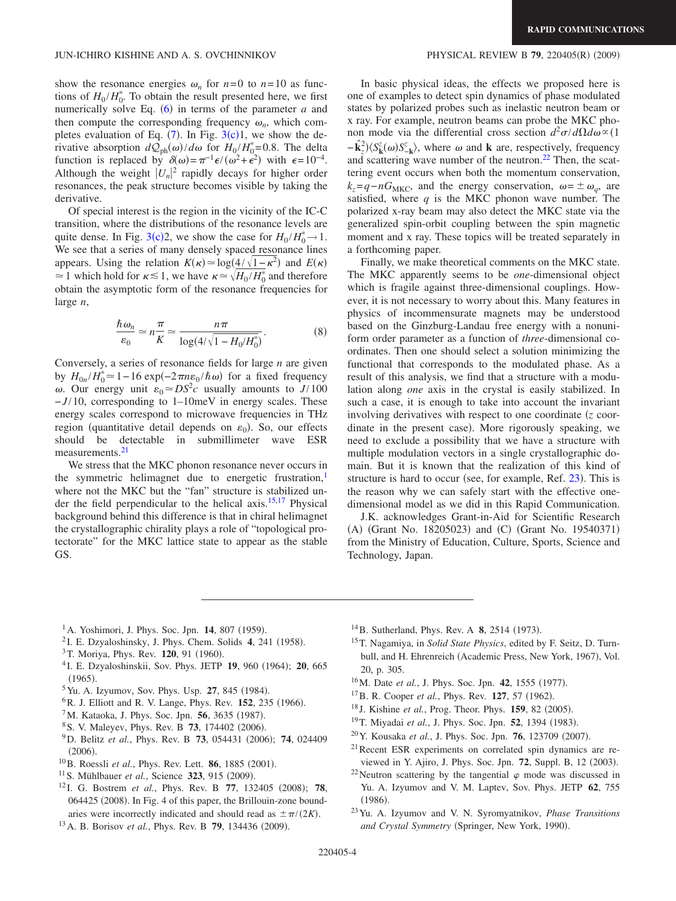show the resonance energies $\omega_n$ for $n=0$ to $n=10$ as functions of $H_0/H_0^*$. To obtain the result presented here, we first numerically solve Eq. (6) in terms of the parameter $a$ and then compute the corresponding frequency $\omega_n$, which completes evaluation of Eq. (7). In Fig. 3(c)1, we show the derivative absorption $d\mathcal{Q}_{\rm ph}(\omega)/d\omega$ for $H_0/H_0^*=0.8$. The delta function is replaced by $\delta(\omega)=\pi^{-1}\epsilon/(\omega^2+\epsilon^2)$ with $\epsilon=10^{-4}$. Although the weight $|U_n|^2$ rapidly decays for higher order resonances, the peak structure becomes visible by taking the derivative.

Of special interest is the region in the vicinity of the IC-C transition, where the distributions of the resonance levels are quite dense. In Fig. 3(c)2, we show the case for $H_0/H_0^*\to 1$. We see that a series of many densely spaced resonance lines appears. Using the relation $K(\kappa)\simeq \log(4/\sqrt{1-\kappa^2})$ and $E(\kappa)\simeq 1$ which hold for $\kappa \lesssim 1$, we have $\kappa \simeq \sqrt{H_0/H_0^*}$ and therefore obtain the asymptotic form of the resonance frequencies for large $n$,

$$\frac{\hbar\omega_n}{\varepsilon_0} \simeq n\frac{\pi}{K} \simeq \frac{n\pi}{\log(4/\sqrt{1-H_0/H_0^*})}. \tag{8}$$

Conversely, a series of resonance fields for large $n$ are given by $H_{0n}/H_0^* \simeq 1-16\exp(-2\pi n\varepsilon_0/\hbar\omega)$ for a fixed frequency $\omega$. Our energy unit $\varepsilon_0 \simeq DS^2c$ usually amounts to $J/100-J/10$, corresponding to 1–10meV in energy scales. These energy scales correspond to microwave frequencies in THz region (quantitative detail depends on $\varepsilon_0$). So, our effects should be detectable in submillimeter wave ESR measurements.[21]

We stress that the MKC phonon resonance never occurs in the symmetric helimagnet due to energetic frustration,[1] where not the MKC but the "fan" structure is stabilized under the field perpendicular to the helical axis.[15,17] Physical background behind this difference is that in chiral helimagnet the crystallographic chirality plays a role of "topological protectorate" for the MKC lattice state to appear as the stable GS.

In basic physical ideas, the effects we proposed here is one of examples to detect spin dynamics of phase modulated states by polarized probes such as inelastic neutron beam or x ray. For example, neutron beams can probe the MKC phonon mode via the differential cross section $d^2\sigma/d\Omega d\omega \propto (1-\hat{\mathbf{k}}_z^2)\langle S_{\mathbf{k}}^z(\omega)S_{-\mathbf{k}}^z\rangle$, where $\omega$ and $\mathbf{k}$ are, respectively, frequency and scattering wave number of the neutron.[22] Then, the scattering event occurs when both the momentum conservation, $k_z=q-nG_{\rm MKC}$, and the energy conservation, $\omega=\pm\omega_q$, are satisfied, where $q$ is the MKC phonon wave number. The polarized x-ray beam may also detect the MKC state via the generalized spin-orbit coupling between the spin magnetic moment and x ray. These topics will be treated separately in a forthcoming paper.

Finally, we make theoretical comments on the MKC state. The MKC apparently seems to be *one*-dimensional object which is fragile against three-dimensional couplings. However, it is not necessary to worry about this. Many features in physics of incommensurate magnets may be understood based on the Ginzburg-Landau free energy with a nonuniform order parameter as a function of *three*-dimensional coordinates. Then one should select a solution minimizing the functional that corresponds to the modulated phase. As a result of this analysis, we find that a structure with a modulation along *one* axis in the crystal is easily stabilized. In such a case, it is enough to take into account the invariant involving derivatives with respect to one coordinate ($z$ coordinate in the present case). More rigorously speaking, we need to exclude a possibility that we have a structure with multiple modulation vectors in a single crystallographic domain. But it is known that the realization of this kind of structure is hard to occur (see, for example, Ref. 23). This is the reason why we can safely start with the effective one-dimensional model as we did in this Rapid Communication.

J.K. acknowledges Grant-in-Aid for Scientific Research (A) (Grant No. 18205023) and (C) (Grant No. 19540371) from the Ministry of Education, Culture, Sports, Science and Technology, Japan.

---

[1] A. Yoshimori, J. Phys. Soc. Jpn. **14**, 807 (1959).

[2] I. E. Dzyaloshinsky, J. Phys. Chem. Solids **4**, 241 (1958).

[3] T. Moriya, Phys. Rev. **120**, 91 (1960).

[4] I. E. Dzyaloshinskii, Sov. Phys. JETP **19**, 960 (1964); **20**, 665 (1965).

[5] Yu. A. Izyumov, Sov. Phys. Usp. **27**, 845 (1984).

[6] R. J. Elliott and R. V. Lange, Phys. Rev. **152**, 235 (1966).

[7] M. Kataoka, J. Phys. Soc. Jpn. **56**, 3635 (1987).

[8] S. V. Maleyev, Phys. Rev. B **73**, 174402 (2006).

[9] D. Belitz *et al.*, Phys. Rev. B **73**, 054431 (2006); **74**, 024409 (2006).

[10] B. Roessli *et al.*, Phys. Rev. Lett. **86**, 1885 (2001).

[11] S. Mühlbauer *et al.*, Science **323**, 915 (2009).

[12] I. G. Bostrem *et al.*, Phys. Rev. B **77**, 132405 (2008); **78**, 064425 (2008). In Fig. 4 of this paper, the Brillouin-zone boundaries were incorrectly indicated and should read as $\pm\pi/(2K)$.

[13] A. B. Borisov *et al.*, Phys. Rev. B **79**, 134436 (2009).

[14] B. Sutherland, Phys. Rev. A **8**, 2514 (1973).

[15] T. Nagamiya, in *Solid State Physics*, edited by F. Seitz, D. Turnbull, and H. Ehrenreich (Academic Press, New York, 1967), Vol. 20, p. 305.

[16] M. Date *et al.*, J. Phys. Soc. Jpn. **42**, 1555 (1977).

[17] B. R. Cooper *et al.*, Phys. Rev. **127**, 57 (1962).

[18] J. Kishine *et al.*, Prog. Theor. Phys. **159**, 82 (2005).

[19] T. Miyadai *et al.*, J. Phys. Soc. Jpn. **52**, 1394 (1983).

[20] Y. Kousaka *et al.*, J. Phys. Soc. Jpn. **76**, 123709 (2007).

[21] Recent ESR experiments on correlated spin dynamics are reviewed in Y. Ajiro, J. Phys. Soc. Jpn. **72**, Suppl. B, 12 (2003).

[22] Neutron scattering by the tangential $\varphi$ mode was discussed in Yu. A. Izyumov and V. M. Laptev, Sov. Phys. JETP **62**, 755 (1986).

[23] Yu. A. Izyumov and V. N. Syromyatnikov, *Phase Transitions and Crystal Symmetry* (Springer, New York, 1990).